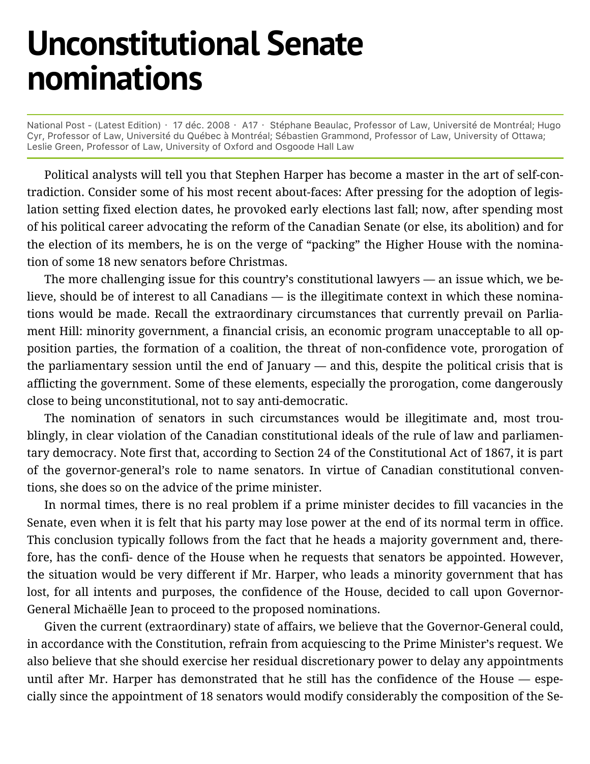# Unconstitutional Senate nominations

National Post - (Latest Edition) · 17 déc. 2008 · A17 · Stéphane Beaulac, Professor of Law, Université de Montréal; Hugo Cyr, Professor of Law, Université du Québec à Montréal; Sébastien Grammond, Professor of Law, University of Ottawa; Leslie Green, Professor of Law, University of Oxford and Osgoode Hall Law

Political analysts will tell you that Stephen Harper has become a master in the art of self-contradiction. Consider some of his most recent about-faces: After pressing for the adoption of legislation setting fixed election dates, he provoked early elections last fall; now, after spending most of his political career advocating the reform of the Canadian Senate (or else, its abolition) and for the election of its members, he is on the verge of "packing" the Higher House with the nomination of some 18 new senators before Christmas.

The more challenging issue for this country's constitutional lawyers — an issue which, we believe, should be of interest to all Canadians — is the illegitimate context in which these nominations would be made. Recall the extraordinary circumstances that currently prevail on Parliament Hill: minority government, a financial crisis, an economic program unacceptable to all opposition parties, the formation of a coalition, the threat of non-confidence vote, prorogation of the parliamentary session until the end of January — and this, despite the political crisis that is afflicting the government. Some of these elements, especially the prorogation, come dangerously close to being unconstitutional, not to say anti-democratic.

The nomination of senators in such circumstances would be illegitimate and, most troublingly, in clear violation of the Canadian constitutional ideals of the rule of law and parliamentary democracy. Note first that, according to Section 24 of the Constitutional Act of 1867, it is part of the governor-general's role to name senators. In virtue of Canadian constitutional conventions, she does so on the advice of the prime minister.

In normal times, there is no real problem if a prime minister decides to fill vacancies in the Senate, even when it is felt that his party may lose power at the end of its normal term in office. This conclusion typically follows from the fact that he heads a majority government and, therefore, has the confi- dence of the House when he requests that senators be appointed. However, the situation would be very different if Mr. Harper, who leads a minority government that has lost, for all intents and purposes, the confidence of the House, decided to call upon Governor-General Michaëlle Jean to proceed to the proposed nominations.

Given the current (extraordinary) state of affairs, we believe that the Governor-General could, in accordance with the Constitution, refrain from acquiescing to the Prime Minister's request. We also believe that she should exercise her residual discretionary power to delay any appointments until after Mr. Harper has demonstrated that he still has the confidence of the House — especially since the appointment of 18 senators would modify considerably the composition of the Se-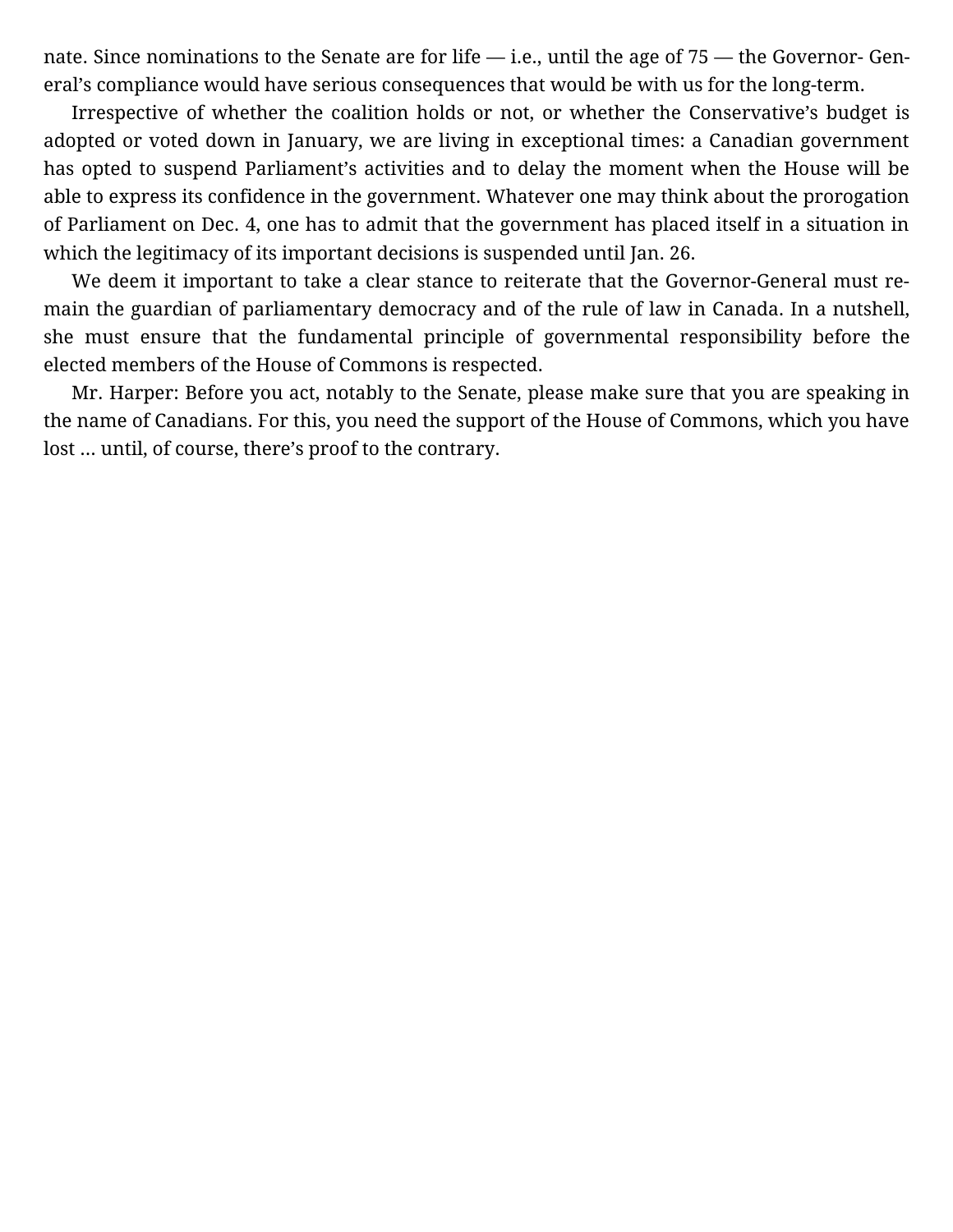nate. Since nominations to the Senate are for life — i.e., until the age of 75 — the Governor- General's compliance would have serious consequences that would be with us for the long-term.

Irrespective of whether the coalition holds or not, or whether the Conservative's budget is adopted or voted down in January, we are living in exceptional times: a Canadian government has opted to suspend Parliament's activities and to delay the moment when the House will be able to express its confidence in the government. Whatever one may think about the prorogation of Parliament on Dec. 4, one has to admit that the government has placed itself in a situation in which the legitimacy of its important decisions is suspended until Jan. 26.

We deem it important to take a clear stance to reiterate that the Governor-General must remain the guardian of parliamentary democracy and of the rule of law in Canada. In a nutshell, she must ensure that the fundamental principle of governmental responsibility before the elected members of the House of Commons is respected.

Mr. Harper: Before you act, notably to the Senate, please make sure that you are speaking in the name of Canadians. For this, you need the support of the House of Commons, which you have lost … until, of course, there's proof to the contrary.